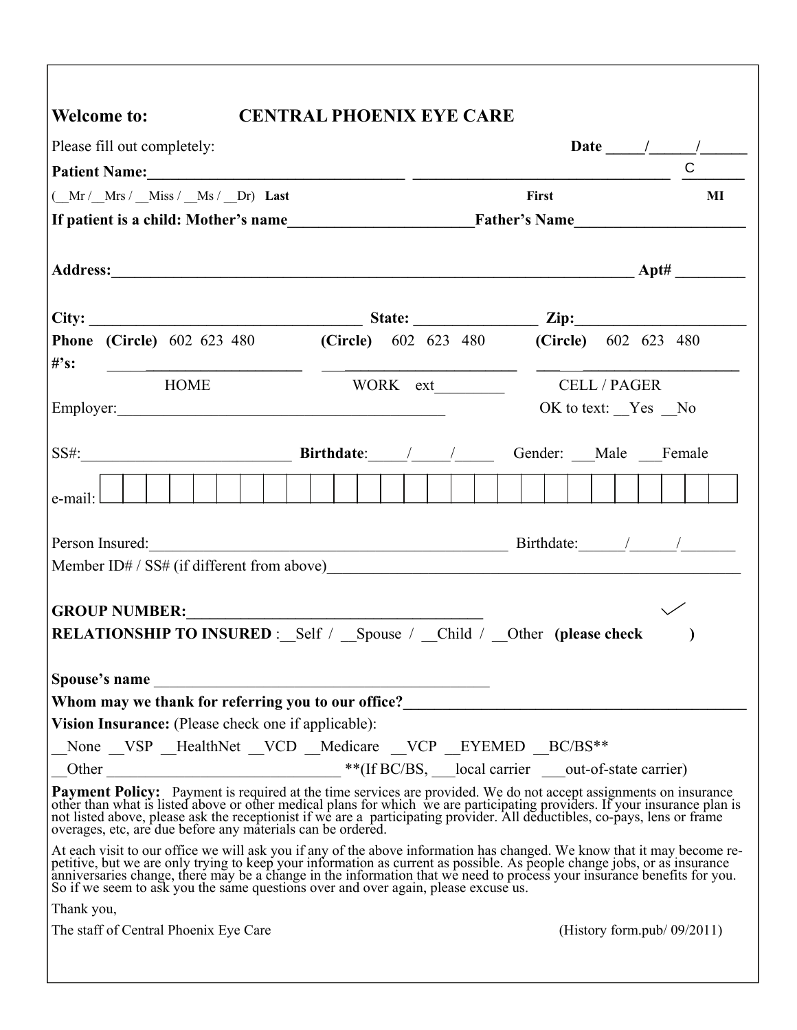**Welcome to: CENTRAL PHOENIX EYE CARE**

Please fill out completely: **Date \_\_\_\_\_/\_\_\_\_\_\_/\_\_\_\_\_\_**

**Patient Name:**\_\_\_\_\_\_\_\_\_\_\_\_\_\_\_\_\_\_\_\_\_\_\_\_\_\_\_\_\_\_\_\_ \_\_\_\_\_\_\_\_\_\_\_\_\_\_\_\_\_\_\_\_\_\_\_\_\_\_\_\_\_\_\_\_ C\_\_\_\_\_\_\_

(\_\_Mr /\_\_Mrs / \_\_Miss / \_\_Ms / \_\_Dr) **Last** **First** **MI**

**If patient is a child: Mother's name**\_\_\_\_\_\_\_\_\_\_\_\_\_\_\_\_\_\_\_\_\_\_\_\_**Father's Name**\_\_\_\_\_\_\_\_\_\_\_\_\_\_\_\_\_\_\_\_\_\_

**Address:**\_\_\_\_\_\_\_\_\_\_\_\_\_\_\_\_\_\_\_\_\_\_\_\_\_\_\_\_\_\_\_\_\_\_\_\_\_\_\_\_\_\_\_\_\_\_\_\_\_\_\_\_\_\_\_\_\_\_\_\_\_\_\_\_\_\_\_\_ **Apt#** \_\_\_\_\_\_\_\_\_

**City:** \_\_\_\_\_\_\_\_\_\_\_\_\_\_\_\_\_\_\_\_\_\_\_\_\_\_\_\_\_\_\_\_\_\_\_\_ **State:** \_\_\_\_\_\_\_\_\_\_\_\_\_\_\_\_ **Zip:**\_\_\_\_\_\_\_\_\_\_\_\_\_\_\_\_\_\_\_\_\_\_

**Phone #'s:** **(Circle)** 602 623 480 \_\_\_\_\_\_\_\_\_\_\_\_\_\_\_\_\_\_\_\_\_\_ HOME

**(Circle)** 602 623 480 \_\_\_\_\_\_\_\_\_\_\_\_\_\_\_\_\_\_\_\_\_\_ WORK ext\_\_\_\_\_\_\_\_\_

**(Circle)** 602 623 480 \_\_\_\_\_\_\_\_\_\_\_\_\_\_\_\_\_\_\_\_\_\_ CELL / PAGER

Employer:\_\_\_\_\_\_\_\_\_\_\_\_\_\_\_\_\_\_\_\_\_\_\_\_\_\_\_\_\_\_\_\_\_\_\_\_\_\_\_\_\_\_ OK to text: \_\_Yes \_\_No

SS#:\_\_\_\_\_\_\_\_\_\_\_\_\_\_\_\_\_\_\_\_\_\_\_\_\_\_\_ **Birthdate**:\_\_\_\_\_/\_\_\_\_\_/\_\_\_\_\_ Gender: \_\_\_Male \_\_\_Female

e-mail: |\_|\_|\_|\_|\_|\_|\_|\_|\_|\_|\_|\_|\_|\_|\_|\_|\_|\_|\_|\_|\_|\_|\_|\_|\_|\_|\_|

Person Insured:\_\_\_\_\_\_\_\_\_\_\_\_\_\_\_\_\_\_\_\_\_\_\_\_\_\_\_\_\_\_\_\_\_\_\_\_\_\_\_\_\_\_\_\_\_\_ Birthdate:\_\_\_\_\_\_/\_\_\_\_\_\_/\_\_\_\_\_\_\_

Member ID# / SS# (if different from above)\_\_\_\_\_\_\_\_\_\_\_\_\_\_\_\_\_\_\_\_\_\_\_\_\_\_\_\_\_\_\_\_\_\_\_\_\_\_\_\_\_\_\_\_\_\_\_\_\_\_\_\_

**GROUP NUMBER:**\_\_\_\_\_\_\_\_\_\_\_\_\_\_\_\_\_\_\_\_\_\_\_\_\_\_\_\_\_\_\_\_\_\_\_\_\_\_

**RELATIONSHIP TO INSURED** :\_\_Self / \_\_Spouse / \_\_Child / \_\_Other **(please check ✓ )**

**Spouse's name** \_\_\_\_\_\_\_\_\_\_\_\_\_\_\_\_\_\_\_\_\_\_\_\_\_\_\_\_\_\_\_\_\_\_\_\_\_\_\_\_\_\_\_\_\_

**Whom may we thank for referring you to our office?**\_\_\_\_\_\_\_\_\_\_\_\_\_\_\_\_\_\_\_\_\_\_\_\_\_\_\_\_\_\_\_\_\_\_\_\_\_\_\_\_\_\_\_\_\_

**Vision Insurance:** (Please check one if applicable):

\_\_None \_\_VSP \_\_HealthNet \_\_VCD \_\_Medicare \_\_VCP \_\_EYEMED \_\_BC/BS**

\_\_Other \_\_\_\_\_\_\_\_\_\_\_\_\_\_\_\_\_\_\_\_\_\_\_\_\_\_\_\_\_\_ **(If BC/BS, \_\_\_local carrier \_\_\_out-of-state carrier)

**Payment Policy:** Payment is required at the time services are provided. We do not accept assignments on insurance other than what is listed above or other medical plans for which we are participating providers. If your insurance plan is not listed above, please ask the receptionist if we are a participating provider. All deductibles, co-pays, lens or frame overages, etc, are due before any materials can be ordered.

At each visit to our office we will ask you if any of the above information has changed. We know that it may become repetitive, but we are only trying to keep your information as current as possible. As people change jobs, or as insurance anniversaries change, there may be a change in the information that we need to process your insurance benefits for you. So if we seem to ask you the same questions over and over again, please excuse us.

Thank you,

The staff of Central Phoenix Eye Care (History form.pub/ 09/2011)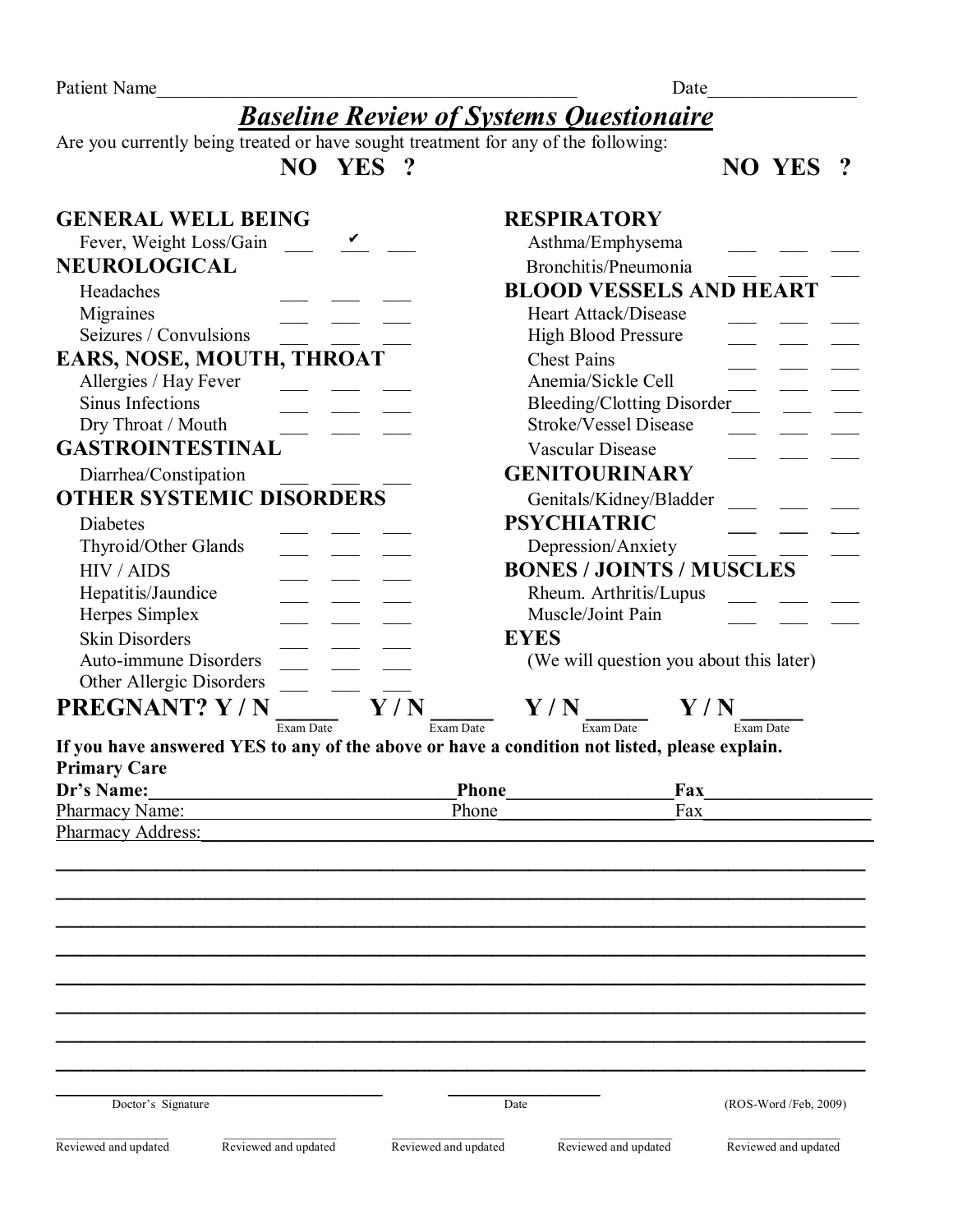Patient Name______________________________________________ Date________________

# *Baseline Review of Systems Questionaire*

Are you currently being treated or have sought treatment for any of the following:

| | NO | YES | ? |
|---|---|---|---|
| **GENERAL WELL BEING** | | | |
| Fever, Weight Loss/Gain | ___ | ✔ | ___ |
| **NEUROLOGICAL** | | | |
| Headaches | ___ | ___ | ___ |
| Migraines | ___ | ___ | ___ |
| Seizures / Convulsions | ___ | ___ | ___ |
| **EARS, NOSE, MOUTH, THROAT** | | | |
| Allergies / Hay Fever | ___ | ___ | ___ |
| Sinus Infections | ___ | ___ | ___ |
| Dry Throat / Mouth | ___ | ___ | ___ |
| **GASTROINTESTINAL** | | | |
| Diarrhea/Constipation | ___ | ___ | ___ |
| **OTHER SYSTEMIC DISORDERS** | | | |
| Diabetes | ___ | ___ | ___ |
| Thyroid/Other Glands | ___ | ___ | ___ |
| HIV / AIDS | ___ | ___ | ___ |
| Hepatitis/Jaundice | ___ | ___ | ___ |
| Herpes Simplex | ___ | ___ | ___ |
| Skin Disorders | ___ | ___ | ___ |
| Auto-immune Disorders | ___ | ___ | ___ |
| Other Allergic Disorders | ___ | ___ | ___ |

| | NO | YES | ? |
|---|---|---|---|
| **RESPIRATORY** | | | |
| Asthma/Emphysema | ___ | ___ | ___ |
| Bronchitis/Pneumonia | ___ | ___ | ___ |
| **BLOOD VESSELS AND HEART** | | | |
| Heart Attack/Disease | ___ | ___ | ___ |
| High Blood Pressure | ___ | ___ | ___ |
| Chest Pains | ___ | ___ | ___ |
| Anemia/Sickle Cell | ___ | ___ | ___ |
| Bleeding/Clotting Disorder | ___ | ___ | ___ |
| Stroke/Vessel Disease | ___ | ___ | ___ |
| Vascular Disease | ___ | ___ | ___ |
| **GENITOURINARY** | | | |
| Genitals/Kidney/Bladder | ___ | ___ | ___ |
| **PSYCHIATRIC** | ___ | ___ | ___ |
| Depression/Anxiety | ___ | ___ | ___ |
| **BONES / JOINTS / MUSCLES** | | | |
| Rheum. Arthritis/Lupus | ___ | ___ | ___ |
| Muscle/Joint Pain | ___ | ___ | ___ |
| **EYES** | | | |
| (We will question you about this later) | | | |

**PREGNANT? Y / N** _____ Exam Date **Y / N** _____ Exam Date **Y / N** _____ Exam Date **Y / N** _____ Exam Date

**If you have answered YES to any of the above or have a condition not listed, please explain.**

**Primary Care**

**Dr's Name:**________________________________ **Phone**_________________ **Fax**_________________

Pharmacy Name:________________________________ Phone_________________ Fax_________________

Pharmacy Address:______________________________________________________________________

________________________________________________________________________________

________________________________________________________________________________

________________________________________________________________________________

________________________________________________________________________________

________________________________________________________________________________

________________________________________________________________________________

________________________________________________________________________________

________________________________________________________________________________

___________________________________ Doctor's Signature ________________ Date

(ROS-Word /Feb, 2009)

________________ Reviewed and updated ________________ Reviewed and updated ________________ Reviewed and updated ________________ Reviewed and updated ________________ Reviewed and updated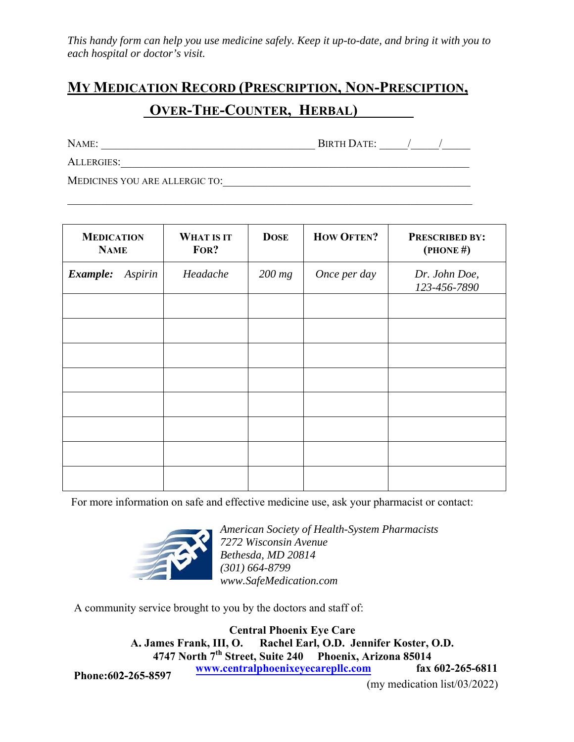*This handy form can help you use medicine safely. Keep it up-to-date, and bring it with you to each hospital or doctor's visit.*

## MY MEDICATION RECORD (PRESCRIPTION, NON-PRESCIPTION, OVER-THE-COUNTER, HERBAL)

NAME: ______________________________________ BIRTH DATE: _____/_____/_____

ALLERGIES: ________________________________________________________________

MEDICINES YOU ARE ALLERGIC TO: ____________________________________________

___________________________________________________________________________

| MEDICATION NAME | WHAT IS IT FOR? | DOSE | HOW OFTEN? | PRESCRIBED BY: (PHONE #) |
|---|---|---|---|---|
| ***Example:*** *Aspirin* | *Headache* | *200 mg* | *Once per day* | *Dr. John Doe, 123-456-7890* |
| | | | | |
| | | | | |
| | | | | |
| | | | | |
| | | | | |
| | | | | |
| | | | | |
| | | | | |

For more information on safe and effective medicine use, ask your pharmacist or contact:

*American Society of Health-System Pharmacists*
*7272 Wisconsin Avenue*
*Bethesda, MD 20814*
*(301) 664-8799*
*www.SafeMedication.com*

A community service brought to you by the doctors and staff of:

**Central Phoenix Eye Care**
**A. James Frank, III, O. Rachel Earl, O.D. Jennifer Koster, O.D.**
**4747 North 7th Street, Suite 240 Phoenix, Arizona 85014**
**Phone:602-265-8597** **www.centralphoenixeyecarepllc.com** **fax 602-265-6811**

(my medication list/03/2022)